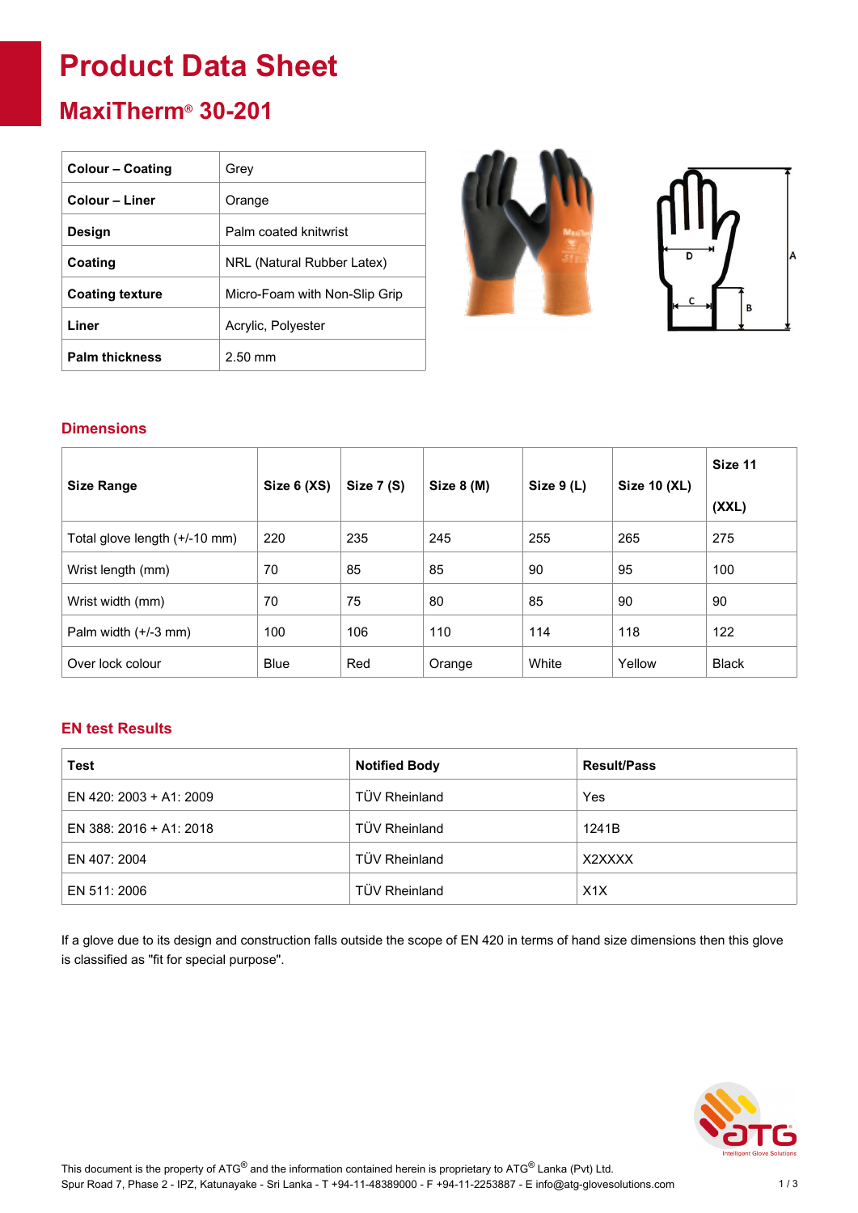# Product Data Sheet

## MaxiTherm® 30-201

| | |
|---|---|
| **Colour – Coating** | Grey |
| **Colour – Liner** | Orange |
| **Design** | Palm coated knitwrist |
| **Coating** | NRL (Natural Rubber Latex) |
| **Coating texture** | Micro-Foam with Non-Slip Grip |
| **Liner** | Acrylic, Polyester |
| **Palm thickness** | 2.50 mm |

D

C

B

A

### Dimensions

| **Size Range** | **Size 6 (XS)** | **Size 7 (S)** | **Size 8 (M)** | **Size 9 (L)** | **Size 10 (XL)** | **Size 11 (XXL)** |
|---|---|---|---|---|---|---|
| Total glove length (+/-10 mm) | 220 | 235 | 245 | 255 | 265 | 275 |
| Wrist length (mm) | 70 | 85 | 85 | 90 | 95 | 100 |
| Wrist width (mm) | 70 | 75 | 80 | 85 | 90 | 90 |
| Palm width (+/-3 mm) | 100 | 106 | 110 | 114 | 118 | 122 |
| Over lock colour | Blue | Red | Orange | White | Yellow | Black |

### EN test Results

| **Test** | **Notified Body** | **Result/Pass** |
|---|---|---|
| EN 420: 2003 + A1: 2009 | TÜV Rheinland | Yes |
| EN 388: 2016 + A1: 2018 | TÜV Rheinland | 1241B |
| EN 407: 2004 | TÜV Rheinland | X2XXXX |
| EN 511: 2006 | TÜV Rheinland | X1X |

If a glove due to its design and construction falls outside the scope of EN 420 in terms of hand size dimensions then this glove is classified as "fit for special purpose".

This document is the property of ATG® and the information contained herein is proprietary to ATG® Lanka (Pvt) Ltd.
Spur Road 7, Phase 2 - IPZ, Katunayake - Sri Lanka - T +94-11-48389000 - F +94-11-2253887 - E info@atg-glovesolutions.com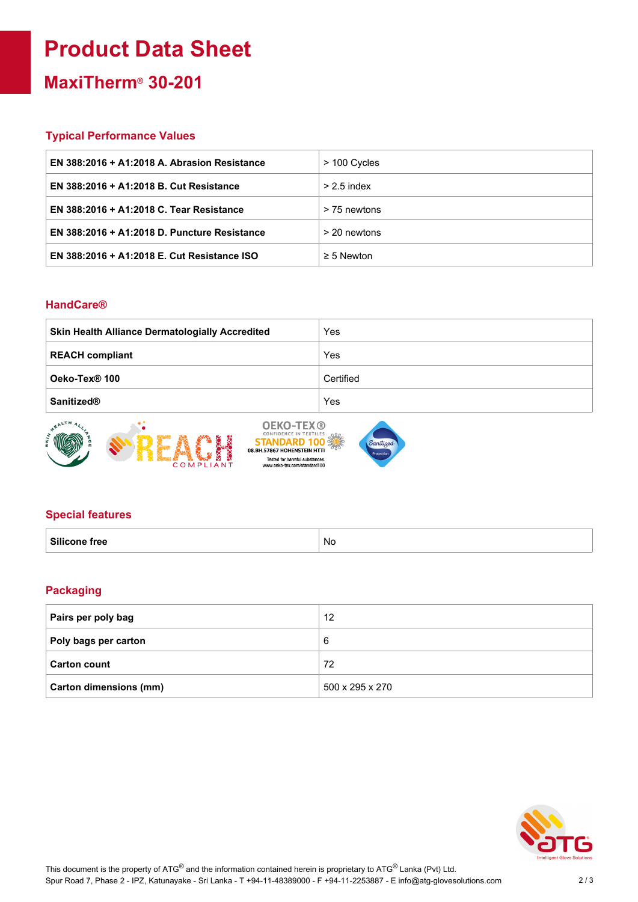# Product Data Sheet

## MaxiTherm® 30-201

### Typical Performance Values

| | |
|---|---|
| **EN 388:2016 + A1:2018 A. Abrasion Resistance** | > 100 Cycles |
| **EN 388:2016 + A1:2018 B. Cut Resistance** | > 2.5 index |
| **EN 388:2016 + A1:2018 C. Tear Resistance** | > 75 newtons |
| **EN 388:2016 + A1:2018 D. Puncture Resistance** | > 20 newtons |
| **EN 388:2016 + A1:2018 E. Cut Resistance ISO** | ≥ 5 Newton |

### HandCare®

| | |
|---|---|
| **Skin Health Alliance Dermatologially Accredited** | Yes |
| **REACH compliant** | Yes |
| **Oeko-Tex® 100** | Certified |
| **Sanitized®** | Yes |

### Special features

| | |
|---|---|
| **Silicone free** | No |

### Packaging

| | |
|---|---|
| **Pairs per poly bag** | 12 |
| **Poly bags per carton** | 6 |
| **Carton count** | 72 |
| **Carton dimensions (mm)** | 500 x 295 x 270 |

This document is the property of ATG® and the information contained herein is proprietary to ATG® Lanka (Pvt) Ltd.
Spur Road 7, Phase 2 - IPZ, Katunayake - Sri Lanka - T +94-11-48389000 - F +94-11-2253887 - E info@atg-glovesolutions.com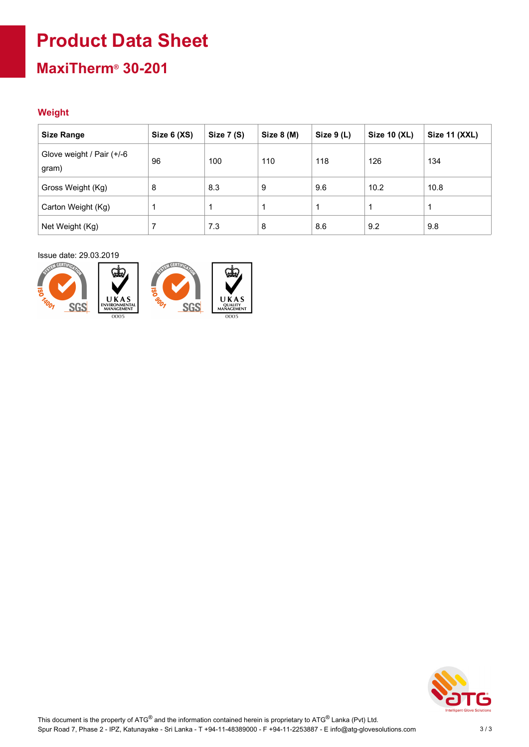# Product Data Sheet

## MaxiTherm® 30-201

### Weight

| Size Range | Size 6 (XS) | Size 7 (S) | Size 8 (M) | Size 9 (L) | Size 10 (XL) | Size 11 (XXL) |
|---|---|---|---|---|---|---|
| Glove weight / Pair (+/-6 gram) | 96 | 100 | 110 | 118 | 126 | 134 |
| Gross Weight (Kg) | 8 | 8.3 | 9 | 9.6 | 10.2 | 10.8 |
| Carton Weight (Kg) | 1 | 1 | 1 | 1 | 1 | 1 |
| Net Weight (Kg) | 7 | 7.3 | 8 | 8.6 | 9.2 | 9.8 |

Issue date: 29.03.2019

This document is the property of ATG® and the information contained herein is proprietary to ATG® Lanka (Pvt) Ltd.
Spur Road 7, Phase 2 - IPZ, Katunayake - Sri Lanka - T +94-11-48389000 - F +94-11-2253887 - E info@atg-glovesolutions.com